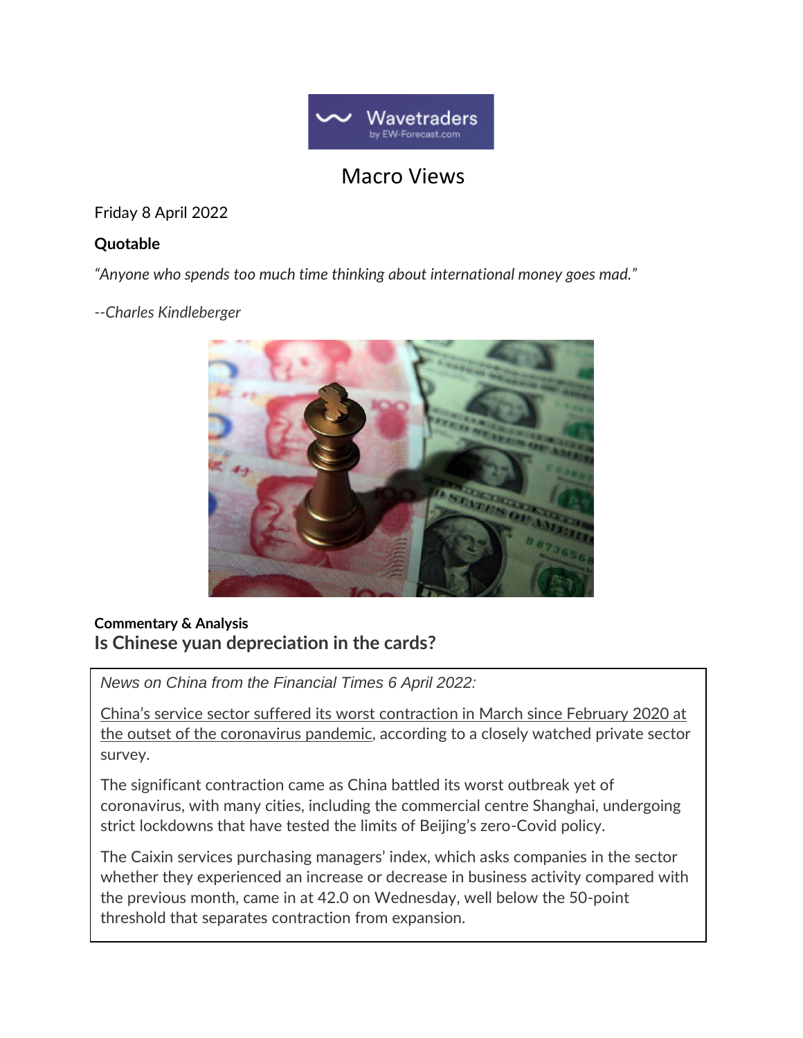# Macro Views

Friday 8 April 2022

**Quotable**

*"Anyone who spends too much time thinking about international money goes mad."*

*--Charles Kindleberger*

**Commentary & Analysis**

## Is Chinese yuan depreciation in the cards?

*News on China from the Financial Times 6 April 2022:*

China's service sector suffered its worst contraction in March since February 2020 at the outset of the coronavirus pandemic, according to a closely watched private sector survey.

The significant contraction came as China battled its worst outbreak yet of coronavirus, with many cities, including the commercial centre Shanghai, undergoing strict lockdowns that have tested the limits of Beijing's zero-Covid policy.

The Caixin services purchasing managers' index, which asks companies in the sector whether they experienced an increase or decrease in business activity compared with the previous month, came in at 42.0 on Wednesday, well below the 50-point threshold that separates contraction from expansion.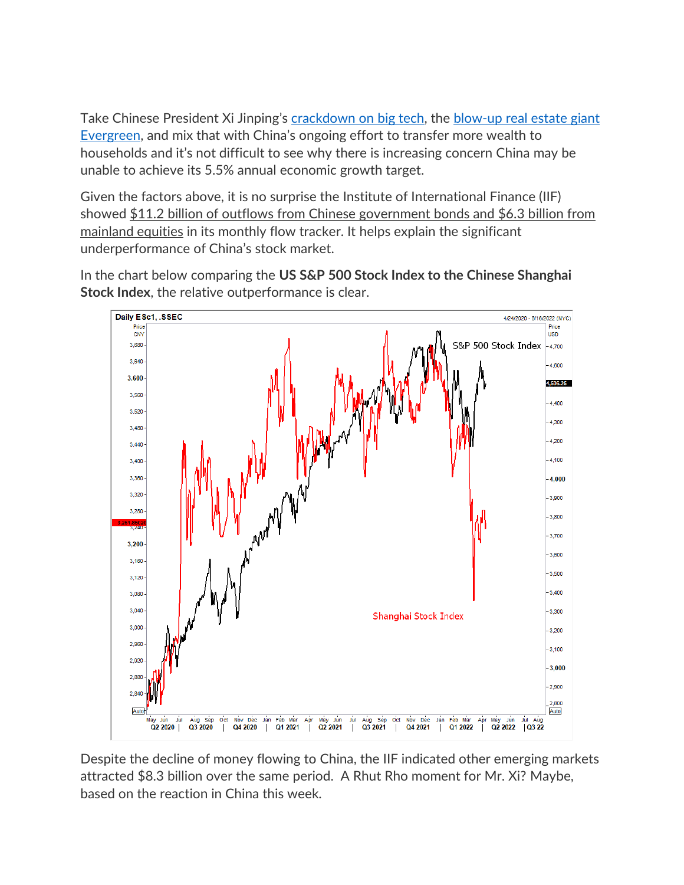Take Chinese President Xi Jinping's crackdown on big tech, the blow-up real estate giant Evergreen, and mix that with China's ongoing effort to transfer more wealth to households and it's not difficult to see why there is increasing concern China may be unable to achieve its 5.5% annual economic growth target.

Given the factors above, it is no surprise the Institute of International Finance (IIF) showed $11.2 billion of outflows from Chinese government bonds and $6.3 billion from mainland equities in its monthly flow tracker. It helps explain the significant underperformance of China's stock market.

In the chart below comparing the **US S&P 500 Stock Index to the Chinese Shanghai Stock Index**, the relative outperformance is clear.

Despite the decline of money flowing to China, the IIF indicated other emerging markets attracted $8.3 billion over the same period. A Rhut Rho moment for Mr. Xi? Maybe, based on the reaction in China this week.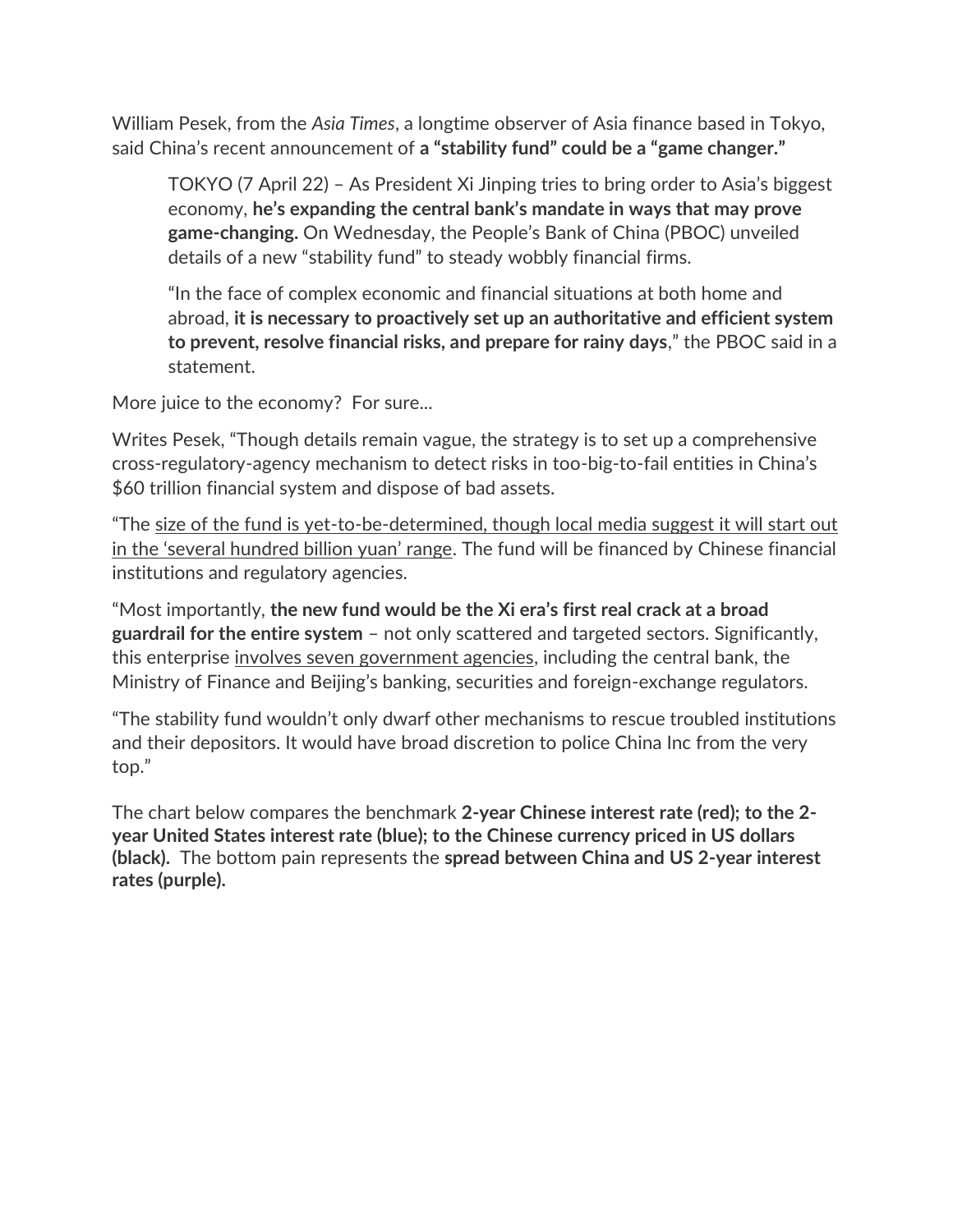William Pesek, from the *Asia Times*, a longtime observer of Asia finance based in Tokyo, said China's recent announcement of **a "stability fund" could be a "game changer."**

> TOKYO (7 April 22) – As President Xi Jinping tries to bring order to Asia's biggest economy, **he's expanding the central bank's mandate in ways that may prove game-changing.** On Wednesday, the People's Bank of China (PBOC) unveiled details of a new "stability fund" to steady wobbly financial firms.
>
> "In the face of complex economic and financial situations at both home and abroad, **it is necessary to proactively set up an authoritative and efficient system to prevent, resolve financial risks, and prepare for rainy days**," the PBOC said in a statement.

More juice to the economy? For sure...

Writes Pesek, "Though details remain vague, the strategy is to set up a comprehensive cross-regulatory-agency mechanism to detect risks in too-big-to-fail entities in China's $60 trillion financial system and dispose of bad assets.

"The <u>size of the fund is yet-to-be-determined, though local media suggest it will start out in the 'several hundred billion yuan' range</u>. The fund will be financed by Chinese financial institutions and regulatory agencies.

"Most importantly, **the new fund would be the Xi era's first real crack at a broad guardrail for the entire system** – not only scattered and targeted sectors. Significantly, this enterprise <u>involves seven government agencies</u>, including the central bank, the Ministry of Finance and Beijing's banking, securities and foreign-exchange regulators.

"The stability fund wouldn't only dwarf other mechanisms to rescue troubled institutions and their depositors. It would have broad discretion to police China Inc from the very top."

The chart below compares the benchmark **2-year Chinese interest rate (red); to the 2-year United States interest rate (blue); to the Chinese currency priced in US dollars (black).** The bottom pain represents the **spread between China and US 2-year interest rates (purple).**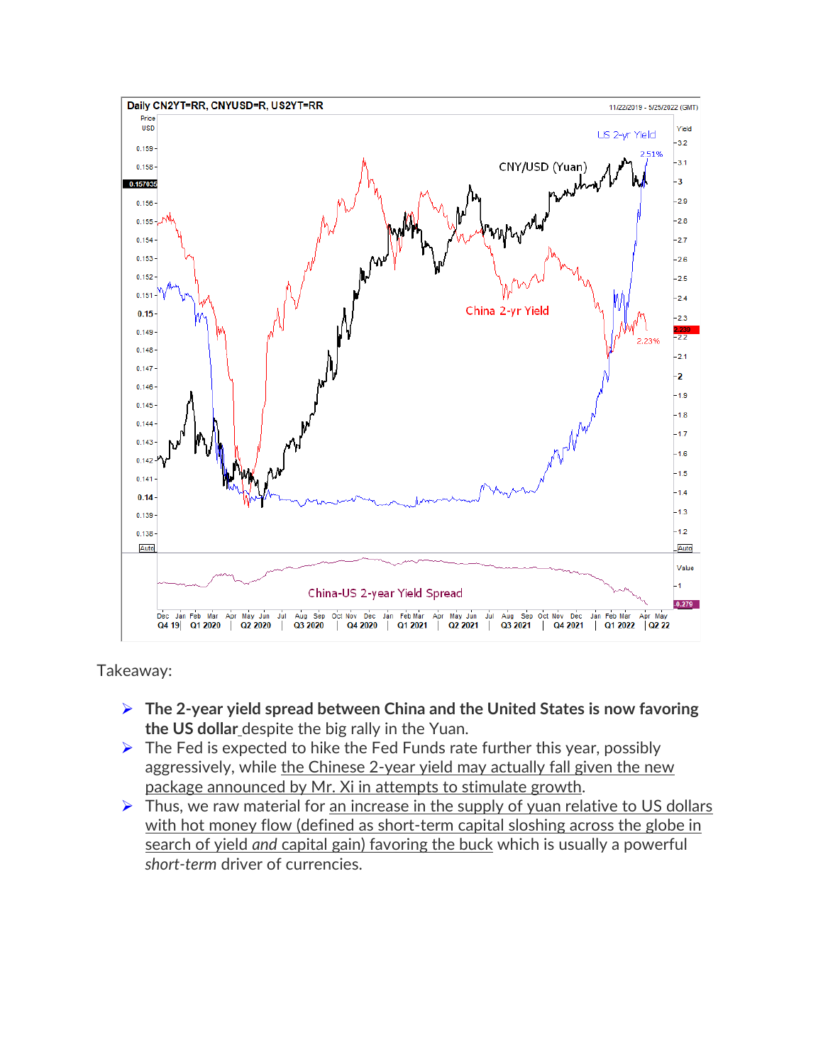Takeaway:

- **The 2-year yield spread between China and the United States is now favoring the US dollar** despite the big rally in the Yuan.
- The Fed is expected to hike the Fed Funds rate further this year, possibly aggressively, while the Chinese 2-year yield may actually fall given the new package announced by Mr. Xi in attempts to stimulate growth.
- Thus, we raw material for an increase in the supply of yuan relative to US dollars with hot money flow (defined as short-term capital sloshing across the globe in search of yield *and* capital gain) favoring the buck which is usually a powerful *short-term* driver of currencies.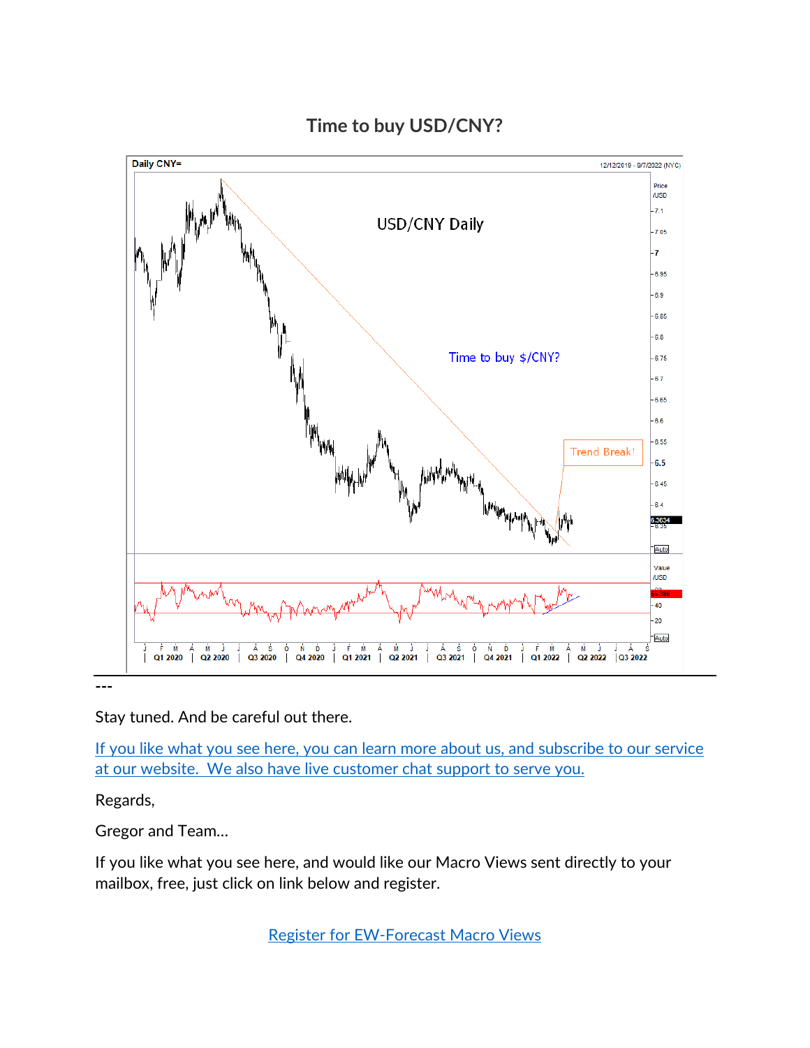## Time to buy USD/CNY?

Daily CNY=

12/12/2019 - 9/7/2022 (NYC)

USD/CNY Daily

Time to buy $/CNY?

Trend Break!

Price /USD

7.1
7.05
7
6.95
6.9
6.85
6.8
6.75
6.7
6.65
6.6
6.55
6.5
6.45
6.4
6.3634
6.35

Auto

Value /USD

56.366
40
20

Auto

J F M A M J J A S O N D J F M A M J J A S O N D J F M A M J J A S

Q1 2020 | Q2 2020 | Q3 2020 | Q4 2020 | Q1 2021 | Q2 2021 | Q3 2021 | Q4 2021 | Q1 2022 | Q2 2022 | Q3 2022

---

Stay tuned. And be careful out there.

If you like what you see here, you can learn more about us, and subscribe to our service at our website. We also have live customer chat support to serve you.

Regards,

Gregor and Team…

If you like what you see here, and would like our Macro Views sent directly to your mailbox, free, just click on link below and register.

Register for EW-Forecast Macro Views